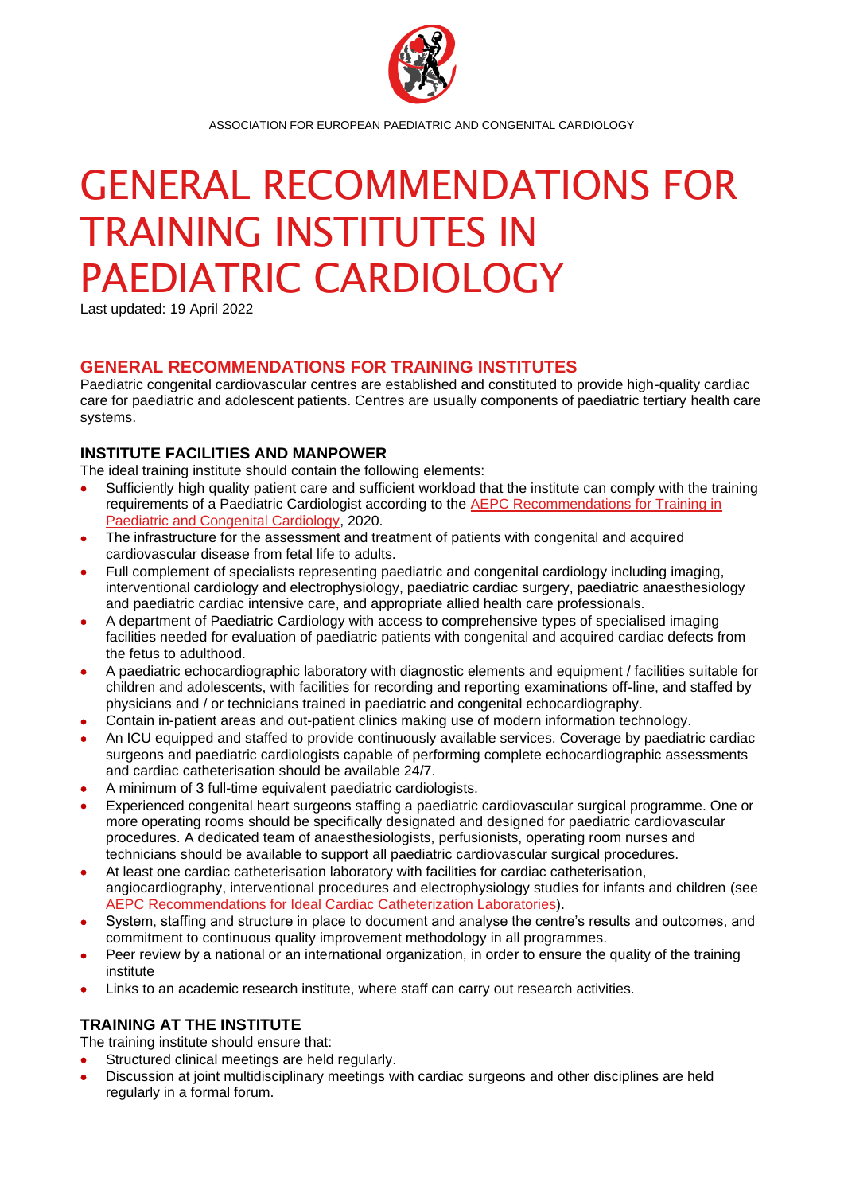ASSOCIATION FOR EUROPEAN PAEDIATRIC AND CONGENITAL CARDIOLOGY

# GENERAL RECOMMENDATIONS FOR TRAINING INSTITUTES IN PAEDIATRIC CARDIOLOGY

Last updated: 19 April 2022

## GENERAL RECOMMENDATIONS FOR TRAINING INSTITUTES

Paediatric congenital cardiovascular centres are established and constituted to provide high-quality cardiac care for paediatric and adolescent patients. Centres are usually components of paediatric tertiary health care systems.

### INSTITUTE FACILITIES AND MANPOWER

The ideal training institute should contain the following elements:

- Sufficiently high quality patient care and sufficient workload that the institute can comply with the training requirements of a Paediatric Cardiologist according to the AEPC Recommendations for Training in Paediatric and Congenital Cardiology, 2020.
- The infrastructure for the assessment and treatment of patients with congenital and acquired cardiovascular disease from fetal life to adults.
- Full complement of specialists representing paediatric and congenital cardiology including imaging, interventional cardiology and electrophysiology, paediatric cardiac surgery, paediatric anaesthesiology and paediatric cardiac intensive care, and appropriate allied health care professionals.
- A department of Paediatric Cardiology with access to comprehensive types of specialised imaging facilities needed for evaluation of paediatric patients with congenital and acquired cardiac defects from the fetus to adulthood.
- A paediatric echocardiographic laboratory with diagnostic elements and equipment / facilities suitable for children and adolescents, with facilities for recording and reporting examinations off-line, and staffed by physicians and / or technicians trained in paediatric and congenital echocardiography.
- Contain in-patient areas and out-patient clinics making use of modern information technology.
- An ICU equipped and staffed to provide continuously available services. Coverage by paediatric cardiac surgeons and paediatric cardiologists capable of performing complete echocardiographic assessments and cardiac catheterisation should be available 24/7.
- A minimum of 3 full-time equivalent paediatric cardiologists.
- Experienced congenital heart surgeons staffing a paediatric cardiovascular surgical programme. One or more operating rooms should be specifically designated and designed for paediatric cardiovascular procedures. A dedicated team of anaesthesiologists, perfusionists, operating room nurses and technicians should be available to support all paediatric cardiovascular surgical procedures.
- At least one cardiac catheterisation laboratory with facilities for cardiac catheterisation, angiocardiography, interventional procedures and electrophysiology studies for infants and children (see AEPC Recommendations for Ideal Cardiac Catheterization Laboratories).
- System, staffing and structure in place to document and analyse the centre's results and outcomes, and commitment to continuous quality improvement methodology in all programmes.
- Peer review by a national or an international organization, in order to ensure the quality of the training institute
- Links to an academic research institute, where staff can carry out research activities.

### TRAINING AT THE INSTITUTE

The training institute should ensure that:

- Structured clinical meetings are held regularly.
- Discussion at joint multidisciplinary meetings with cardiac surgeons and other disciplines are held regularly in a formal forum.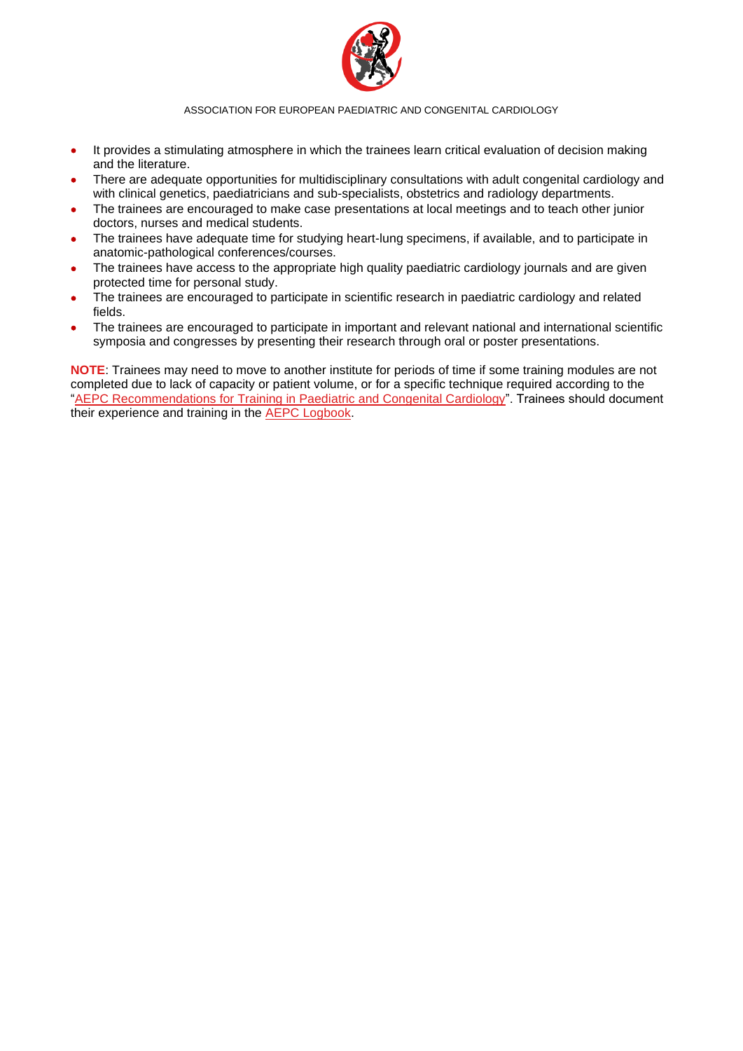- It provides a stimulating atmosphere in which the trainees learn critical evaluation of decision making and the literature.
- There are adequate opportunities for multidisciplinary consultations with adult congenital cardiology and with clinical genetics, paediatricians and sub-specialists, obstetrics and radiology departments.
- The trainees are encouraged to make case presentations at local meetings and to teach other junior doctors, nurses and medical students.
- The trainees have adequate time for studying heart-lung specimens, if available, and to participate in anatomic-pathological conferences/courses.
- The trainees have access to the appropriate high quality paediatric cardiology journals and are given protected time for personal study.
- The trainees are encouraged to participate in scientific research in paediatric cardiology and related fields.
- The trainees are encouraged to participate in important and relevant national and international scientific symposia and congresses by presenting their research through oral or poster presentations.

**NOTE**: Trainees may need to move to another institute for periods of time if some training modules are not completed due to lack of capacity or patient volume, or for a specific technique required according to the "AEPC Recommendations for Training in Paediatric and Congenital Cardiology". Trainees should document their experience and training in the AEPC Logbook.